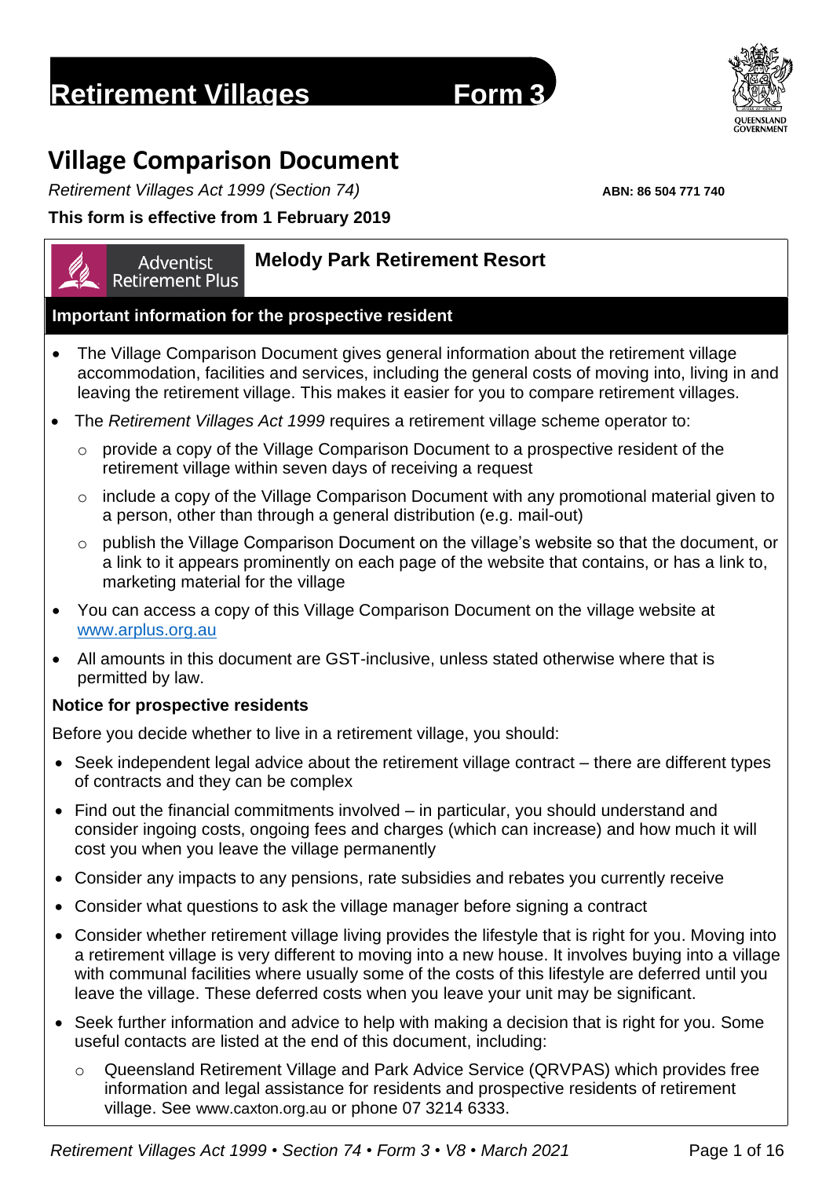# Retirement Villages Form 3

QUEENSLAND GOVERNMENT

## Village Comparison Document

*Retirement Villages Act 1999 (Section 74)*

**ABN: 86 504 771 740**

**This form is effective from 1 February 2019**

Adventist Retirement Plus

### Melody Park Retirement Resort

**Important information for the prospective resident**

- The Village Comparison Document gives general information about the retirement village accommodation, facilities and services, including the general costs of moving into, living in and leaving the retirement village. This makes it easier for you to compare retirement villages.
- The *Retirement Villages Act 1999* requires a retirement village scheme operator to:
  - provide a copy of the Village Comparison Document to a prospective resident of the retirement village within seven days of receiving a request
  - include a copy of the Village Comparison Document with any promotional material given to a person, other than through a general distribution (e.g. mail-out)
  - publish the Village Comparison Document on the village's website so that the document, or a link to it appears prominently on each page of the website that contains, or has a link to, marketing material for the village
- You can access a copy of this Village Comparison Document on the village website at www.arplus.org.au
- All amounts in this document are GST-inclusive, unless stated otherwise where that is permitted by law.

**Notice for prospective residents**

Before you decide whether to live in a retirement village, you should:

- Seek independent legal advice about the retirement village contract – there are different types of contracts and they can be complex
- Find out the financial commitments involved – in particular, you should understand and consider ingoing costs, ongoing fees and charges (which can increase) and how much it will cost you when you leave the village permanently
- Consider any impacts to any pensions, rate subsidies and rebates you currently receive
- Consider what questions to ask the village manager before signing a contract
- Consider whether retirement village living provides the lifestyle that is right for you. Moving into a retirement village is very different to moving into a new house. It involves buying into a village with communal facilities where usually some of the costs of this lifestyle are deferred until you leave the village. These deferred costs when you leave your unit may be significant.
- Seek further information and advice to help with making a decision that is right for you. Some useful contacts are listed at the end of this document, including:
  - Queensland Retirement Village and Park Advice Service (QRVPAS) which provides free information and legal assistance for residents and prospective residents of retirement village. See www.caxton.org.au or phone 07 3214 6333.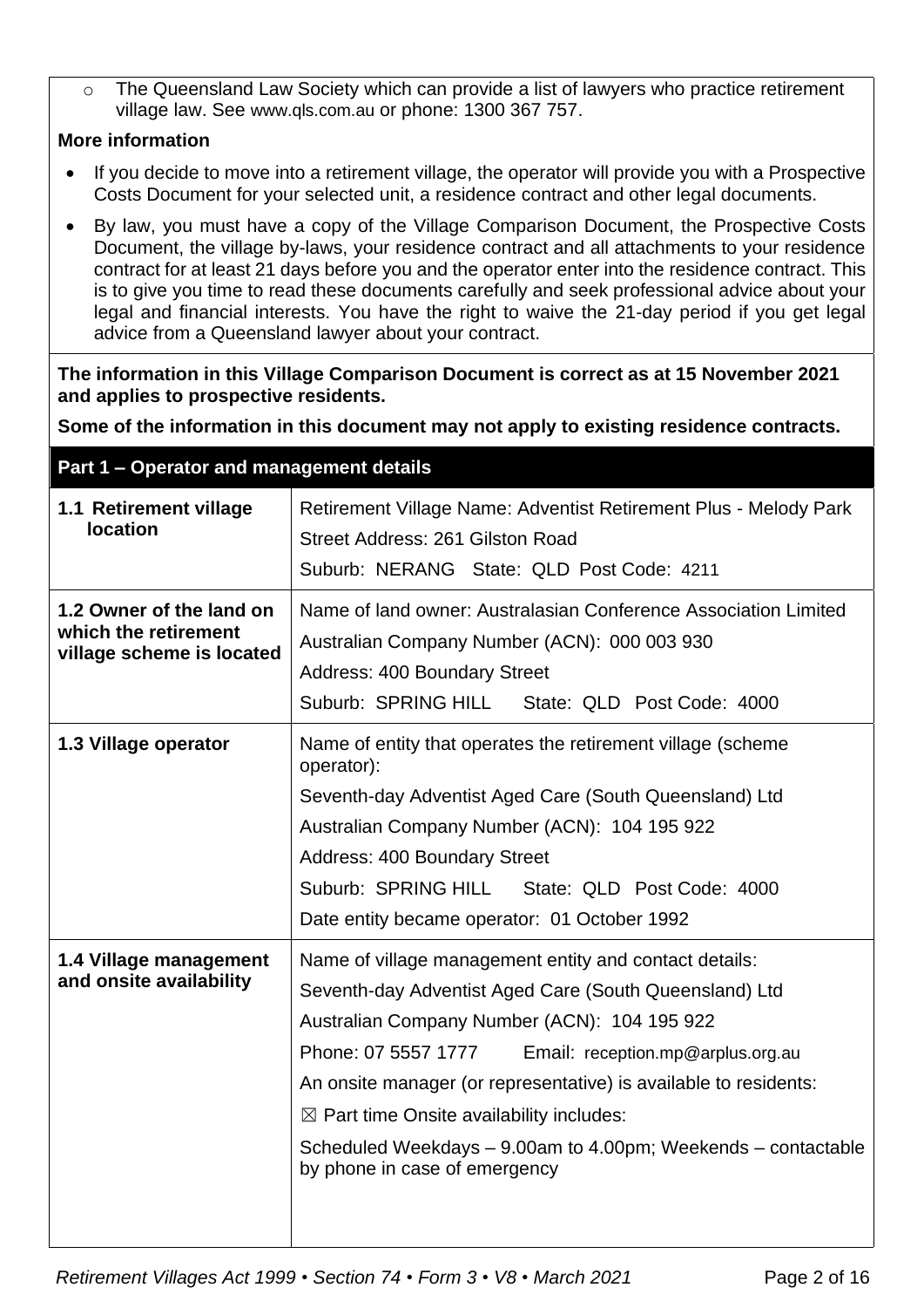- The Queensland Law Society which can provide a list of lawyers who practice retirement village law. See www.qls.com.au or phone: 1300 367 757.

**More information**

- If you decide to move into a retirement village, the operator will provide you with a Prospective Costs Document for your selected unit, a residence contract and other legal documents.
- By law, you must have a copy of the Village Comparison Document, the Prospective Costs Document, the village by-laws, your residence contract and all attachments to your residence contract for at least 21 days before you and the operator enter into the residence contract. This is to give you time to read these documents carefully and seek professional advice about your legal and financial interests. You have the right to waive the 21-day period if you get legal advice from a Queensland lawyer about your contract.

**The information in this Village Comparison Document is correct as at 15 November 2021 and applies to prospective residents.**

**Some of the information in this document may not apply to existing residence contracts.**

## Part 1 – Operator and management details

| | |
|---|---|
| **1.1 Retirement village location** | Retirement Village Name: Adventist Retirement Plus - Melody Park<br>Street Address: 261 Gilston Road<br>Suburb: NERANG State: QLD Post Code: 4211 |
| **1.2 Owner of the land on which the retirement village scheme is located** | Name of land owner: Australasian Conference Association Limited<br>Australian Company Number (ACN): 000 003 930<br>Address: 400 Boundary Street<br>Suburb: SPRING HILL State: QLD Post Code: 4000 |
| **1.3 Village operator** | Name of entity that operates the retirement village (scheme operator):<br>Seventh-day Adventist Aged Care (South Queensland) Ltd<br>Australian Company Number (ACN): 104 195 922<br>Address: 400 Boundary Street<br>Suburb: SPRING HILL State: QLD Post Code: 4000<br>Date entity became operator: 01 October 1992 |
| **1.4 Village management and onsite availability** | Name of village management entity and contact details:<br>Seventh-day Adventist Aged Care (South Queensland) Ltd<br>Australian Company Number (ACN): 104 195 922<br>Phone: 07 5557 1777 Email: reception.mp@arplus.org.au<br>An onsite manager (or representative) is available to residents:<br>☒ Part time Onsite availability includes:<br>Scheduled Weekdays – 9.00am to 4.00pm; Weekends – contactable by phone in case of emergency |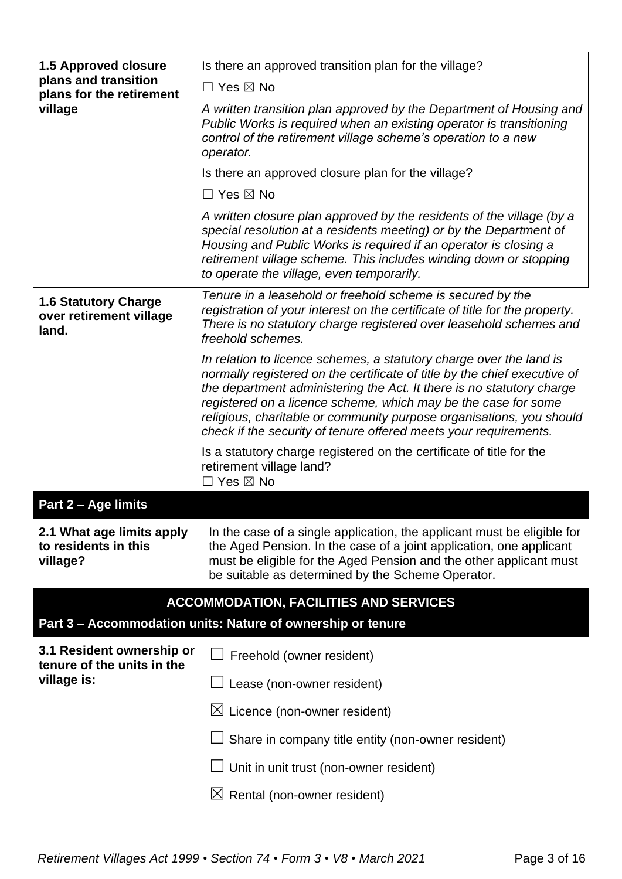| | |
|---|---|
| **1.5 Approved closure plans and transition plans for the retirement village** | Is there an approved transition plan for the village?<br>☐ Yes ☒ No<br>*A written transition plan approved by the Department of Housing and Public Works is required when an existing operator is transitioning control of the retirement village scheme's operation to a new operator.*<br>Is there an approved closure plan for the village?<br>☐ Yes ☒ No<br>*A written closure plan approved by the residents of the village (by a special resolution at a residents meeting) or by the Department of Housing and Public Works is required if an operator is closing a retirement village scheme. This includes winding down or stopping to operate the village, even temporarily.* |
| **1.6 Statutory Charge over retirement village land.** | *Tenure in a leasehold or freehold scheme is secured by the registration of your interest on the certificate of title for the property. There is no statutory charge registered over leasehold schemes and freehold schemes.*<br>*In relation to licence schemes, a statutory charge over the land is normally registered on the certificate of title by the chief executive of the department administering the Act. It there is no statutory charge registered on a licence scheme, which may be the case for some religious, charitable or community purpose organisations, you should check if the security of tenure offered meets your requirements.*<br>Is a statutory charge registered on the certificate of title for the retirement village land?<br>☐ Yes ☒ No |

## Part 2 – Age limits

| | |
|---|---|
| **2.1 What age limits apply to residents in this village?** | In the case of a single application, the applicant must be eligible for the Aged Pension. In the case of a joint application, one applicant must be eligible for the Aged Pension and the other applicant must be suitable as determined by the Scheme Operator. |

# ACCOMMODATION, FACILITIES AND SERVICES

## Part 3 – Accommodation units: Nature of ownership or tenure

| | |
|---|---|
| **3.1 Resident ownership or tenure of the units in the village is:** | ☐ Freehold (owner resident)<br>☐ Lease (non-owner resident)<br>☒ Licence (non-owner resident)<br>☐ Share in company title entity (non-owner resident)<br>☐ Unit in unit trust (non-owner resident)<br>☒ Rental (non-owner resident) |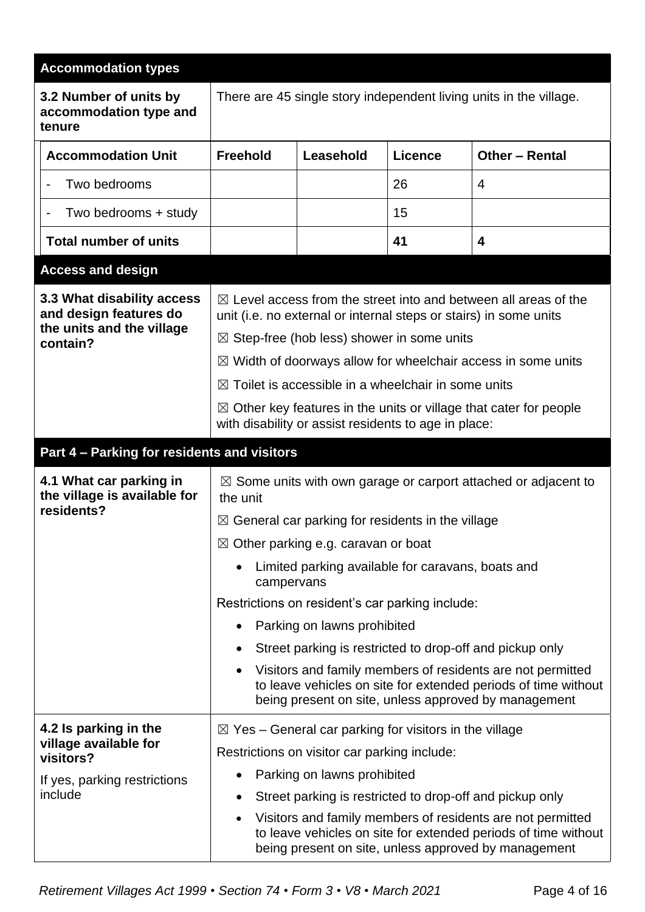## Accommodation types

**3.2 Number of units by accommodation type and tenure**

There are 45 single story independent living units in the village.

| Accommodation Unit | Freehold | Leasehold | Licence | Other – Rental |
|---|---|---|---|---|
| - Two bedrooms | | | 26 | 4 |
| - Two bedrooms + study | | | 15 | |
| **Total number of units** | | | **41** | **4** |

## Access and design

**3.3 What disability access and design features do the units and the village contain?**

☒ Level access from the street into and between all areas of the unit (i.e. no external or internal steps or stairs) in some units

☒ Step-free (hob less) shower in some units

☒ Width of doorways allow for wheelchair access in some units

☒ Toilet is accessible in a wheelchair in some units

☒ Other key features in the units or village that cater for people with disability or assist residents to age in place:

## Part 4 – Parking for residents and visitors

**4.1 What car parking in the village is available for residents?**

☒ Some units with own garage or carport attached or adjacent to the unit

☒ General car parking for residents in the village

☒ Other parking e.g. caravan or boat

- Limited parking available for caravans, boats and campervans

Restrictions on resident's car parking include:

- Parking on lawns prohibited
- Street parking is restricted to drop-off and pickup only
- Visitors and family members of residents are not permitted to leave vehicles on site for extended periods of time without being present on site, unless approved by management

**4.2 Is parking in the village available for visitors?**

If yes, parking restrictions include

☒ Yes – General car parking for visitors in the village

Restrictions on visitor car parking include:

- Parking on lawns prohibited
- Street parking is restricted to drop-off and pickup only
- Visitors and family members of residents are not permitted to leave vehicles on site for extended periods of time without being present on site, unless approved by management

*Retirement Villages Act 1999 • Section 74 • Form 3 • V8 • March 2021*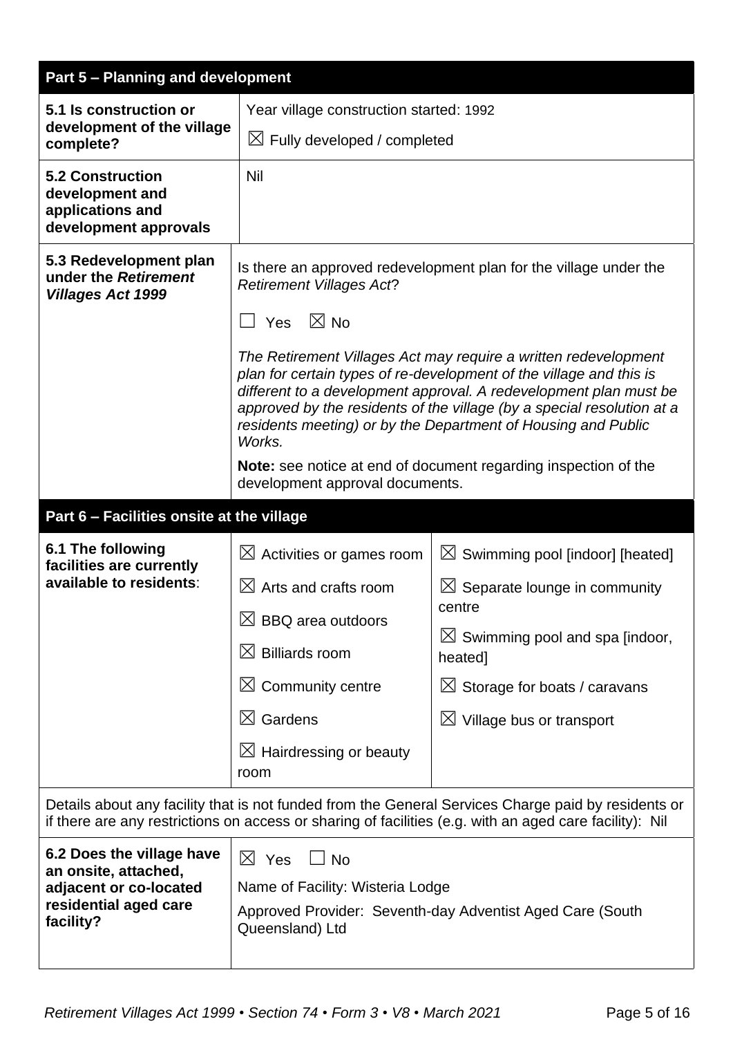## Part 5 – Planning and development

| | |
|---|---|
| **5.1 Is construction or development of the village complete?** | Year village construction started: 1992<br>☒ Fully developed / completed |
| **5.2 Construction development and applications and development approvals** | Nil |
| **5.3 Redevelopment plan under the *Retirement Villages Act 1999*** | Is there an approved redevelopment plan for the village under the *Retirement Villages Act*?<br>☐ Yes ☒ No<br>*The Retirement Villages Act may require a written redevelopment plan for certain types of re-development of the village and this is different to a development approval. A redevelopment plan must be approved by the residents of the village (by a special resolution at a residents meeting) or by the Department of Housing and Public Works.*<br>**Note:** see notice at end of document regarding inspection of the development approval documents. |

## Part 6 – Facilities onsite at the village

| | | |
|---|---|---|
| **6.1 The following facilities are currently available to residents**: | ☒ Activities or games room<br>☒ Arts and crafts room<br>☒ BBQ area outdoors<br>☒ Billiards room<br>☒ Community centre<br>☒ Gardens<br>☒ Hairdressing or beauty room | ☒ Swimming pool [indoor] [heated]<br>☒ Separate lounge in community centre<br>☒ Swimming pool and spa [indoor, heated]<br>☒ Storage for boats / caravans<br>☒ Village bus or transport |

Details about any facility that is not funded from the General Services Charge paid by residents or if there are any restrictions on access or sharing of facilities (e.g. with an aged care facility): Nil

| | |
|---|---|
| **6.2 Does the village have an onsite, attached, adjacent or co-located residential aged care facility?** | ☒ Yes ☐ No<br>Name of Facility: Wisteria Lodge<br>Approved Provider: Seventh-day Adventist Aged Care (South Queensland) Ltd |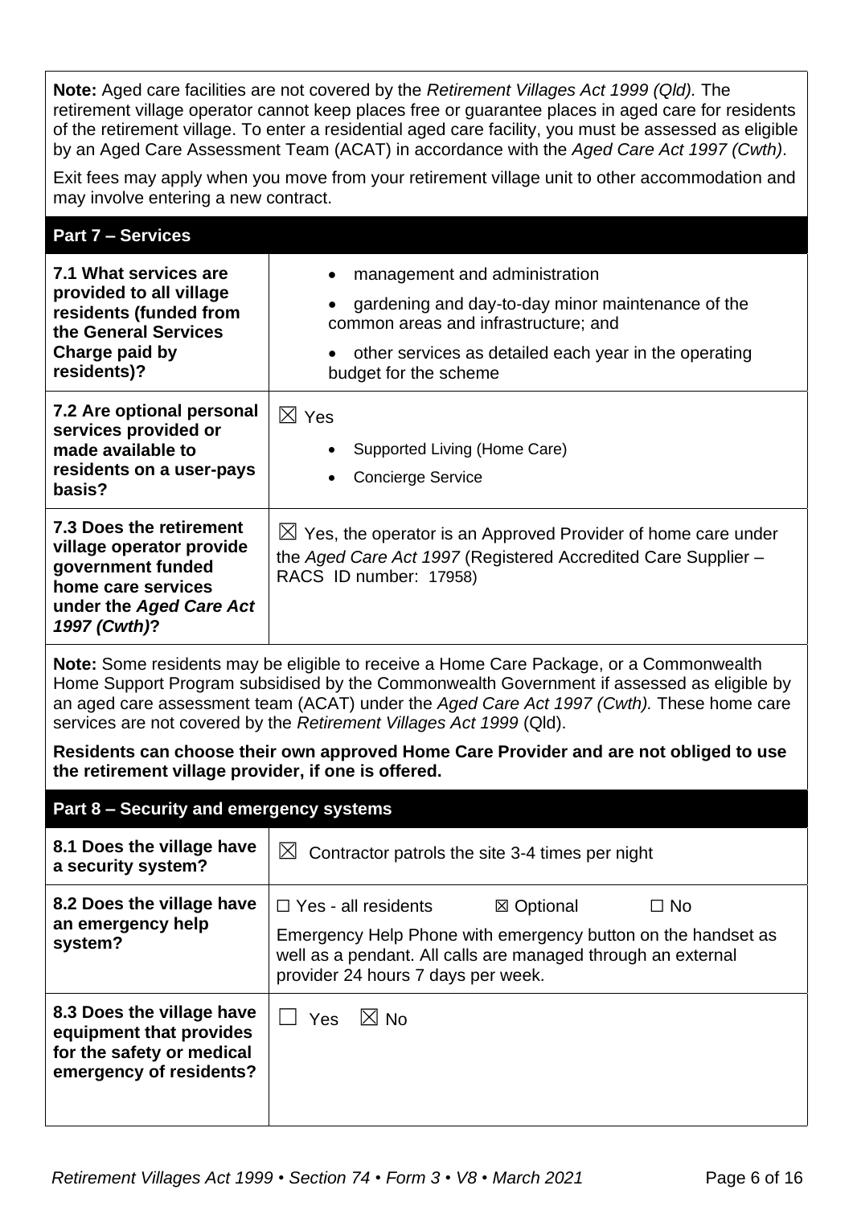**Note:** Aged care facilities are not covered by the *Retirement Villages Act 1999 (Qld).* The retirement village operator cannot keep places free or guarantee places in aged care for residents of the retirement village. To enter a residential aged care facility, you must be assessed as eligible by an Aged Care Assessment Team (ACAT) in accordance with the *Aged Care Act 1997 (Cwth)*.

Exit fees may apply when you move from your retirement village unit to other accommodation and may involve entering a new contract.

## Part 7 – Services

| | |
|---|---|
| **7.1 What services are provided to all village residents (funded from the General Services Charge paid by residents)?** | • management and administration<br>• gardening and day-to-day minor maintenance of the common areas and infrastructure; and<br>• other services as detailed each year in the operating budget for the scheme |
| **7.2 Are optional personal services provided or made available to residents on a user-pays basis?** | ☒ Yes<br>• Supported Living (Home Care)<br>• Concierge Service |
| **7.3 Does the retirement village operator provide government funded home care services under the *Aged Care Act 1997 (Cwth)*?** | ☒ Yes, the operator is an Approved Provider of home care under the *Aged Care Act 1997* (Registered Accredited Care Supplier – RACS ID number: 17958) |

**Note:** Some residents may be eligible to receive a Home Care Package, or a Commonwealth Home Support Program subsidised by the Commonwealth Government if assessed as eligible by an aged care assessment team (ACAT) under the *Aged Care Act 1997 (Cwth).* These home care services are not covered by the *Retirement Villages Act 1999* (Qld).

**Residents can choose their own approved Home Care Provider and are not obliged to use the retirement village provider, if one is offered.**

## Part 8 – Security and emergency systems

| | |
|---|---|
| **8.1 Does the village have a security system?** | ☒ Contractor patrols the site 3-4 times per night |
| **8.2 Does the village have an emergency help system?** | ☐ Yes - all residents ☒ Optional ☐ No<br>Emergency Help Phone with emergency button on the handset as well as a pendant. All calls are managed through an external provider 24 hours 7 days per week. |
| **8.3 Does the village have equipment that provides for the safety or medical emergency of residents?** | ☐ Yes ☒ No |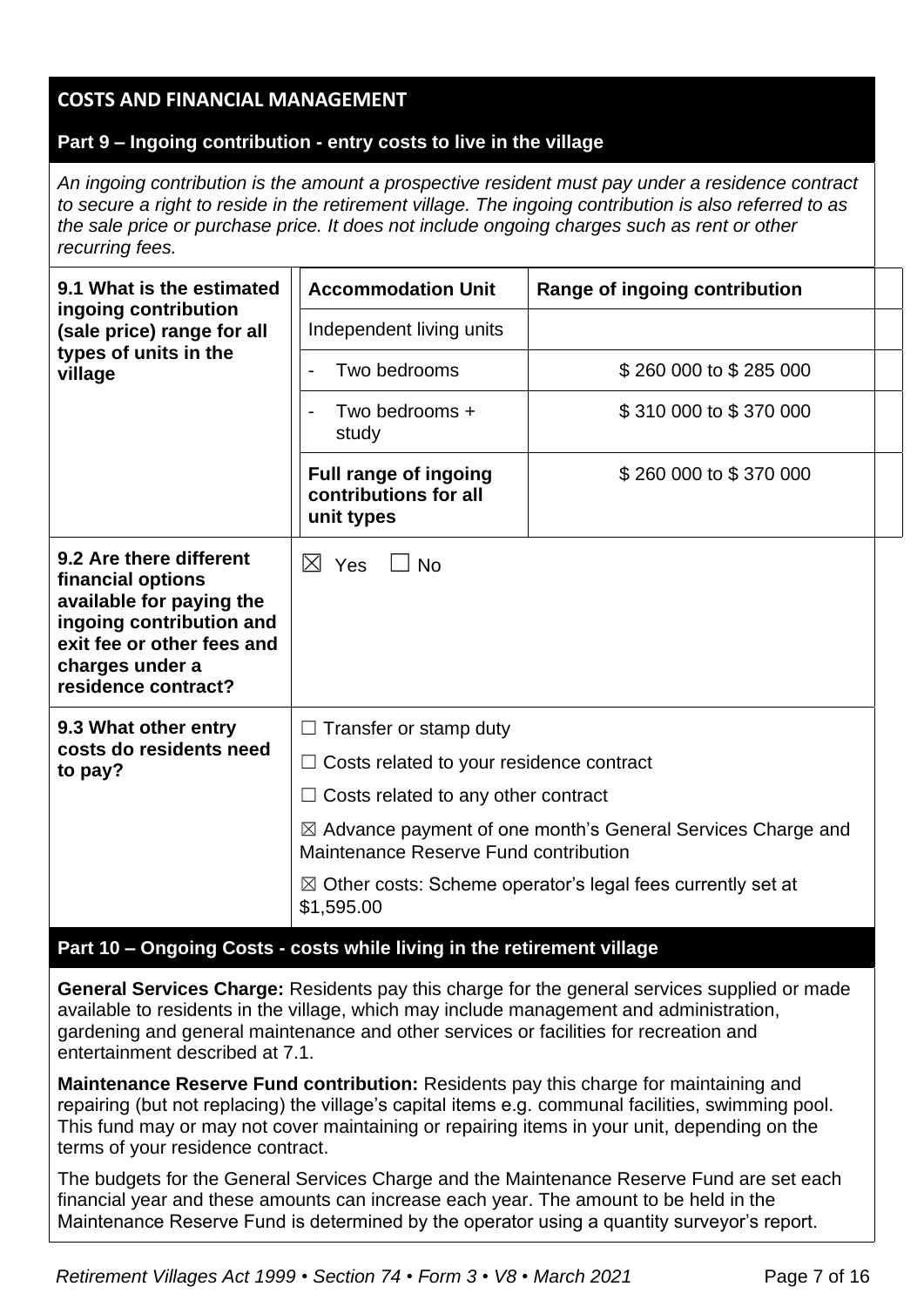## COSTS AND FINANCIAL MANAGEMENT

### Part 9 – Ingoing contribution - entry costs to live in the village

*An ingoing contribution is the amount a prospective resident must pay under a residence contract to secure a right to reside in the retirement village. The ingoing contribution is also referred to as the sale price or purchase price. It does not include ongoing charges such as rent or other recurring fees.*

**9.1 What is the estimated ingoing contribution (sale price) range for all types of units in the village**

| Accommodation Unit | Range of ingoing contribution |
|---|---|
| Independent living units | |
| - Two bedrooms | $ 260 000 to $ 285 000 |
| - Two bedrooms + study | $ 310 000 to $ 370 000 |
| **Full range of ingoing contributions for all unit types** | $ 260 000 to $ 370 000 |

**9.2 Are there different financial options available for paying the ingoing contribution and exit fee or other fees and charges under a residence contract?**

☒ Yes ☐ No

**9.3 What other entry costs do residents need to pay?**

☐ Transfer or stamp duty

☐ Costs related to your residence contract

☐ Costs related to any other contract

☒ Advance payment of one month's General Services Charge and Maintenance Reserve Fund contribution

☒ Other costs: Scheme operator's legal fees currently set at $1,595.00

### Part 10 – Ongoing Costs - costs while living in the retirement village

**General Services Charge:** Residents pay this charge for the general services supplied or made available to residents in the village, which may include management and administration, gardening and general maintenance and other services or facilities for recreation and entertainment described at 7.1.

**Maintenance Reserve Fund contribution:** Residents pay this charge for maintaining and repairing (but not replacing) the village's capital items e.g. communal facilities, swimming pool. This fund may or may not cover maintaining or repairing items in your unit, depending on the terms of your residence contract.

The budgets for the General Services Charge and the Maintenance Reserve Fund are set each financial year and these amounts can increase each year. The amount to be held in the Maintenance Reserve Fund is determined by the operator using a quantity surveyor's report.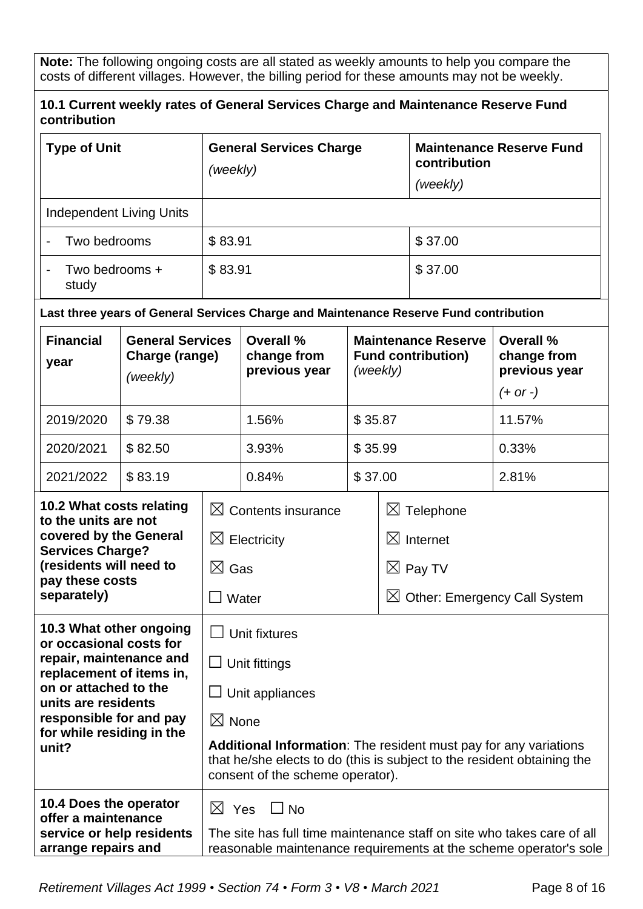**Note:** The following ongoing costs are all stated as weekly amounts to help you compare the costs of different villages. However, the billing period for these amounts may not be weekly.

**10.1 Current weekly rates of General Services Charge and Maintenance Reserve Fund contribution**

| **Type of Unit** | **General Services Charge** *(weekly)* | **Maintenance Reserve Fund contribution** *(weekly)* |
|---|---|---|
| Independent Living Units | | |
| - Two bedrooms | $ 83.91 | $ 37.00 |
| - Two bedrooms + study | $ 83.91 | $ 37.00 |

**Last three years of General Services Charge and Maintenance Reserve Fund contribution**

| **Financial year** | **General Services Charge (range)** *(weekly)* | **Overall % change from previous year** | **Maintenance Reserve Fund contribution)** *(weekly)* | **Overall % change from previous year** *(+ or -)* |
|---|---|---|---|---|
| 2019/2020 | $ 79.38 | 1.56% | $ 35.87 | 11.57% |
| 2020/2021 | $ 82.50 | 3.93% | $ 35.99 | 0.33% |
| 2021/2022 | $ 83.19 | 0.84% | $ 37.00 | 2.81% |

| | | |
|---|---|---|
| **10.2 What costs relating to the units are not covered by the General Services Charge? (residents will need to pay these costs separately)** | ☒ Contents insurance<br>☒ Electricity<br>☒ Gas<br>☐ Water | ☒ Telephone<br>☒ Internet<br>☒ Pay TV<br>☒ Other: Emergency Call System |
| **10.3 What other ongoing or occasional costs for repair, maintenance and replacement of items in, on or attached to the units are residents responsible for and pay for while residing in the unit?** | ☐ Unit fixtures<br>☐ Unit fittings<br>☐ Unit appliances<br>☒ None<br>**Additional Information**: The resident must pay for any variations that he/she elects to do (this is subject to the resident obtaining the consent of the scheme operator). | |
| **10.4 Does the operator offer a maintenance service or help residents arrange repairs and** | ☒ Yes ☐ No<br>The site has full time maintenance staff on site who takes care of all reasonable maintenance requirements at the scheme operator's sole | |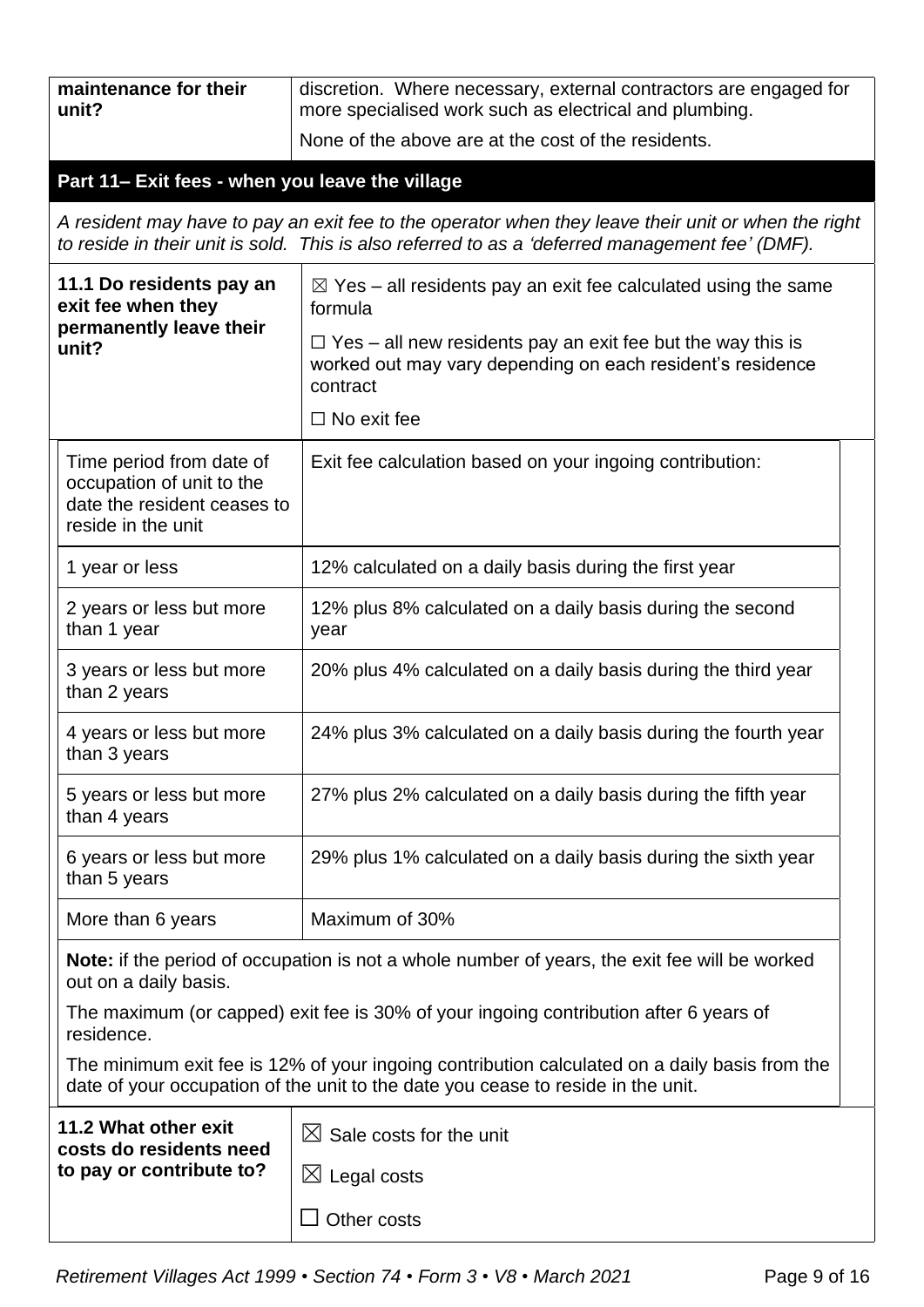| maintenance for their unit? | discretion. Where necessary, external contractors are engaged for more specialised work such as electrical and plumbing. None of the above are at the cost of the residents. |
|---|---|

## Part 11– Exit fees - when you leave the village

*A resident may have to pay an exit fee to the operator when they leave their unit or when the right to reside in their unit is sold. This is also referred to as a 'deferred management fee' (DMF).*

| **11.1 Do residents pay an exit fee when they permanently leave their unit?** | ☒ Yes – all residents pay an exit fee calculated using the same formula<br>☐ Yes – all new residents pay an exit fee but the way this is worked out may vary depending on each resident's residence contract<br>☐ No exit fee |
|---|---|

| Time period from date of occupation of unit to the date the resident ceases to reside in the unit | Exit fee calculation based on your ingoing contribution: |
|---|---|
| 1 year or less | 12% calculated on a daily basis during the first year |
| 2 years or less but more than 1 year | 12% plus 8% calculated on a daily basis during the second year |
| 3 years or less but more than 2 years | 20% plus 4% calculated on a daily basis during the third year |
| 4 years or less but more than 3 years | 24% plus 3% calculated on a daily basis during the fourth year |
| 5 years or less but more than 4 years | 27% plus 2% calculated on a daily basis during the fifth year |
| 6 years or less but more than 5 years | 29% plus 1% calculated on a daily basis during the sixth year |
| More than 6 years | Maximum of 30% |

**Note:** if the period of occupation is not a whole number of years, the exit fee will be worked out on a daily basis.

The maximum (or capped) exit fee is 30% of your ingoing contribution after 6 years of residence.

The minimum exit fee is 12% of your ingoing contribution calculated on a daily basis from the date of your occupation of the unit to the date you cease to reside in the unit.

| **11.2 What other exit costs do residents need to pay or contribute to?** | ☒ Sale costs for the unit<br>☒ Legal costs<br>☐ Other costs |
|---|---|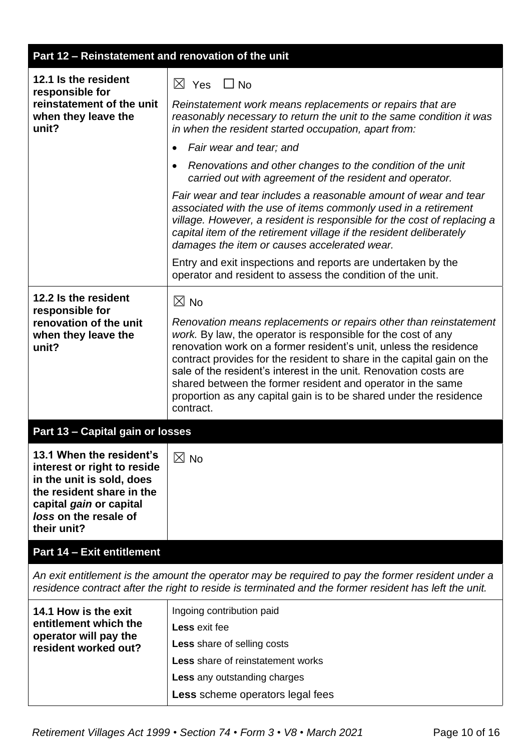## Part 12 – Reinstatement and renovation of the unit

| | |
|---|---|
| **12.1 Is the resident responsible for reinstatement of the unit when they leave the unit?** | ☒ Yes ☐ No<br><br>*Reinstatement work means replacements or repairs that are reasonably necessary to return the unit to the same condition it was in when the resident started occupation, apart from:*<br><br>• *Fair wear and tear; and*<br>• *Renovations and other changes to the condition of the unit carried out with agreement of the resident and operator.*<br><br>*Fair wear and tear includes a reasonable amount of wear and tear associated with the use of items commonly used in a retirement village. However, a resident is responsible for the cost of replacing a capital item of the retirement village if the resident deliberately damages the item or causes accelerated wear.*<br><br>Entry and exit inspections and reports are undertaken by the operator and resident to assess the condition of the unit. |
| **12.2 Is the resident responsible for renovation of the unit when they leave the unit?** | ☒ No<br><br>*Renovation means replacements or repairs other than reinstatement work.* By law, the operator is responsible for the cost of any renovation work on a former resident's unit, unless the residence contract provides for the resident to share in the capital gain on the sale of the resident's interest in the unit. Renovation costs are shared between the former resident and operator in the same proportion as any capital gain is to be shared under the residence contract. |

## Part 13 – Capital gain or losses

| | |
|---|---|
| **13.1 When the resident's interest or right to reside in the unit is sold, does the resident share in the capital *gain* or capital *loss* on the resale of their unit?** | ☒ No |

## Part 14 – Exit entitlement

*An exit entitlement is the amount the operator may be required to pay the former resident under a residence contract after the right to reside is terminated and the former resident has left the unit.*

| | |
|---|---|
| **14.1 How is the exit entitlement which the operator will pay the resident worked out?** | Ingoing contribution paid<br>**Less** exit fee<br>**Less** share of selling costs<br>**Less** share of reinstatement works<br>**Less** any outstanding charges<br>**Less** scheme operators legal fees |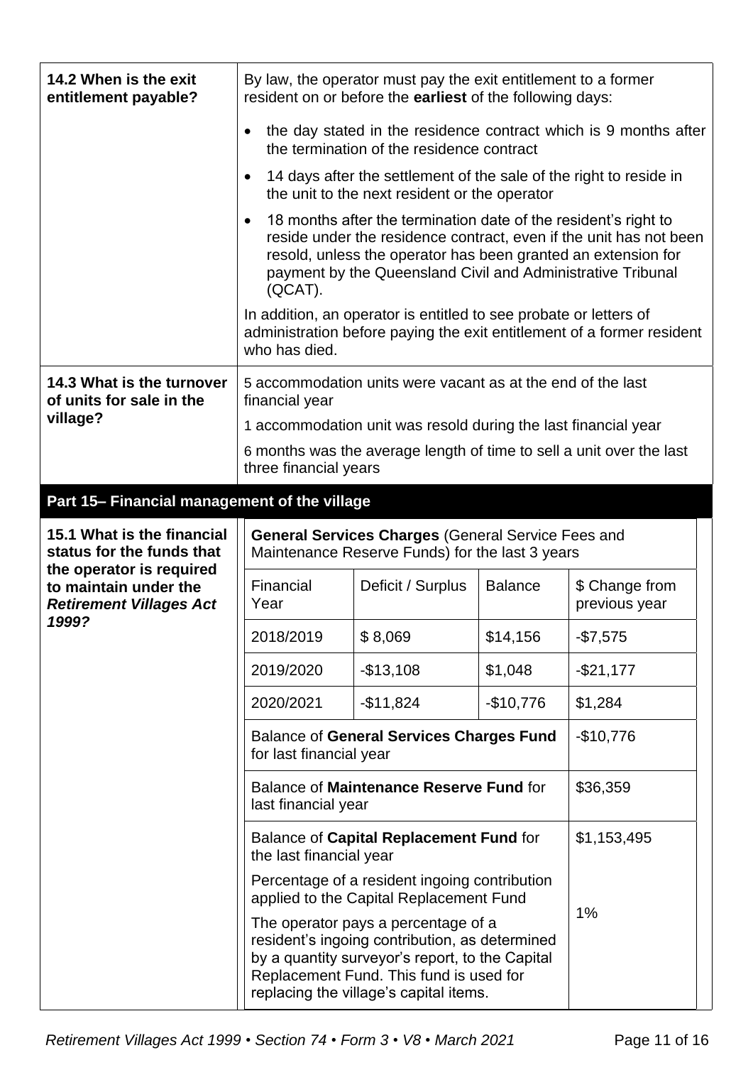| | |
|---|---|
| **14.2 When is the exit entitlement payable?** | By law, the operator must pay the exit entitlement to a former resident on or before the **earliest** of the following days:<br>• the day stated in the residence contract which is 9 months after the termination of the residence contract<br>• 14 days after the settlement of the sale of the right to reside in the unit to the next resident or the operator<br>• 18 months after the termination date of the resident's right to reside under the residence contract, even if the unit has not been resold, unless the operator has been granted an extension for payment by the Queensland Civil and Administrative Tribunal (QCAT).<br>In addition, an operator is entitled to see probate or letters of administration before paying the exit entitlement of a former resident who has died. |
| **14.3 What is the turnover of units for sale in the village?** | 5 accommodation units were vacant as at the end of the last financial year<br>1 accommodation unit was resold during the last financial year<br>6 months was the average length of time to sell a unit over the last three financial years |

## Part 15– Financial management of the village

**15.1 What is the financial status for the funds that the operator is required to maintain under the *Retirement Villages Act 1999?***

**General Services Charges** (General Service Fees and Maintenance Reserve Funds) for the last 3 years

| Financial Year | Deficit / Surplus | Balance | $ Change from previous year |
|---|---|---|---|
| 2018/2019 | $ 8,069 | $14,156 | -$7,575 |
| 2019/2020 | -$13,108 | $1,048 | -$21,177 |
| 2020/2021 | -$11,824 | -$10,776 | $1,284 |
| Balance of **General Services Charges Fund** for last financial year | | | -$10,776 |
| Balance of **Maintenance Reserve Fund** for last financial year | | | $36,359 |
| Balance of **Capital Replacement Fund** for the last financial year | | | $1,153,495 |
| Percentage of a resident ingoing contribution applied to the Capital Replacement Fund<br>The operator pays a percentage of a resident's ingoing contribution, as determined by a quantity surveyor's report, to the Capital Replacement Fund. This fund is used for replacing the village's capital items. | | | 1% |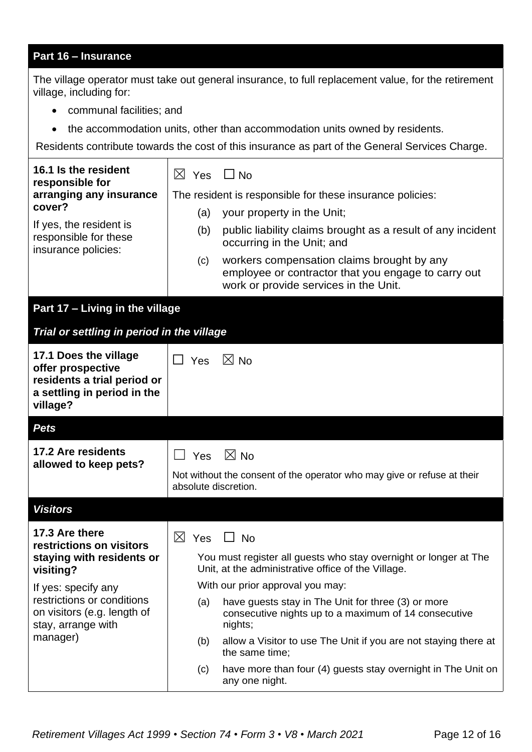## Part 16 – Insurance

The village operator must take out general insurance, to full replacement value, for the retirement village, including for:

- communal facilities; and
- the accommodation units, other than accommodation units owned by residents.

Residents contribute towards the cost of this insurance as part of the General Services Charge.

| | |
|---|---|
| **16.1 Is the resident responsible for arranging any insurance cover?**<br>If yes, the resident is responsible for these insurance policies: | ☒ Yes ☐ No<br>The resident is responsible for these insurance policies:<br>(a) your property in the Unit;<br>(b) public liability claims brought as a result of any incident occurring in the Unit; and<br>(c) workers compensation claims brought by any employee or contractor that you engage to carry out work or provide services in the Unit. |

## Part 17 – Living in the village

### *Trial or settling in period in the village*

| | |
|---|---|
| **17.1 Does the village offer prospective residents a trial period or a settling in period in the village?** | ☐ Yes ☒ No |

### *Pets*

| | |
|---|---|
| **17.2 Are residents allowed to keep pets?** | ☐ Yes ☒ No<br>Not without the consent of the operator who may give or refuse at their absolute discretion. |

### *Visitors*

| | |
|---|---|
| **17.3 Are there restrictions on visitors staying with residents or visiting?**<br>If yes: specify any restrictions or conditions on visitors (e.g. length of stay, arrange with manager) | ☒ Yes ☐ No<br>You must register all guests who stay overnight or longer at The Unit, at the administrative office of the Village.<br>With our prior approval you may:<br>(a) have guests stay in The Unit for three (3) or more consecutive nights up to a maximum of 14 consecutive nights;<br>(b) allow a Visitor to use The Unit if you are not staying there at the same time;<br>(c) have more than four (4) guests stay overnight in The Unit on any one night. |

*Retirement Villages Act 1999 • Section 74 • Form 3 • V8 • March 2021*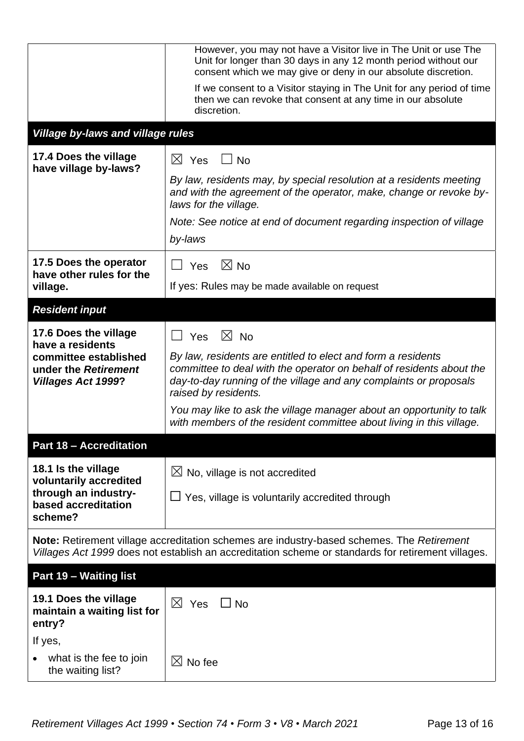| | |
|---|---|
| | However, you may not have a Visitor live in The Unit or use The Unit for longer than 30 days in any 12 month period without our consent which we may give or deny in our absolute discretion.<br><br>If we consent to a Visitor staying in The Unit for any period of time then we can revoke that consent at any time in our absolute discretion. |
| ***Village by-laws and village rules*** | |
| **17.4 Does the village have village by-laws?** | ☒ Yes ☐ No<br><br>*By law, residents may, by special resolution at a residents meeting and with the agreement of the operator, make, change or revoke by-laws for the village.*<br><br>*Note: See notice at end of document regarding inspection of village by-laws* |
| **17.5 Does the operator have other rules for the village.** | ☐ Yes ☒ No<br><br>If yes: Rules may be made available on request |
| ***Resident input*** | |
| **17.6 Does the village have a residents committee established under the *Retirement Villages Act 1999*?** | ☐ Yes ☒ No<br><br>*By law, residents are entitled to elect and form a residents committee to deal with the operator on behalf of residents about the day-to-day running of the village and any complaints or proposals raised by residents.*<br><br>*You may like to ask the village manager about an opportunity to talk with members of the resident committee about living in this village.* |
| **Part 18 – Accreditation** | |
| **18.1 Is the village voluntarily accredited through an industry-based accreditation scheme?** | ☒ No, village is not accredited<br><br>☐ Yes, village is voluntarily accredited through |
| **Note:** Retirement village accreditation schemes are industry-based schemes. The *Retirement Villages Act 1999* does not establish an accreditation scheme or standards for retirement villages. | |
| **Part 19 – Waiting list** | |
| **19.1 Does the village maintain a waiting list for entry?** | ☒ Yes ☐ No |
| If yes,<br><br>• what is the fee to join the waiting list? | ☒ No fee |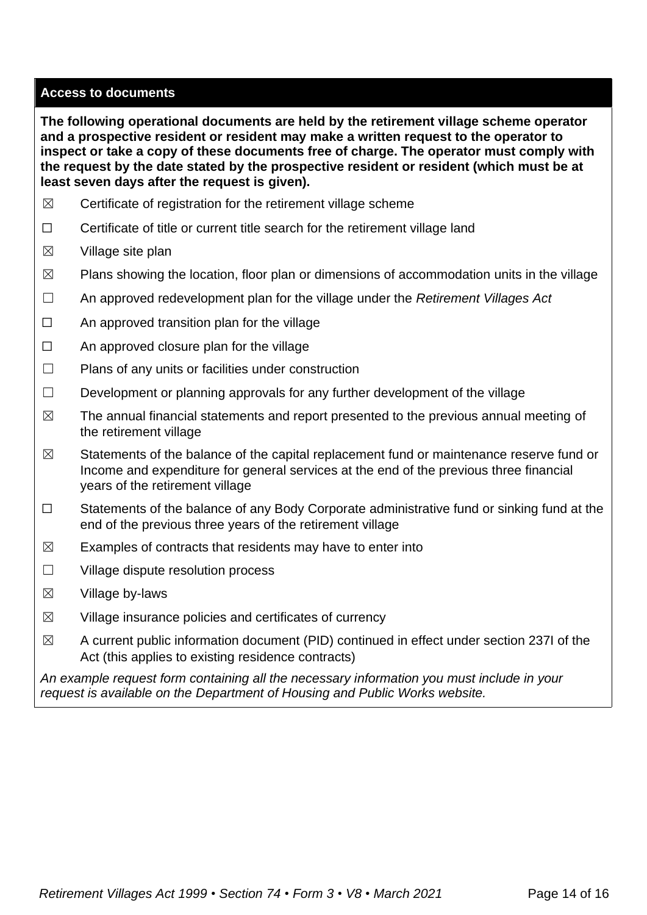## Access to documents

**The following operational documents are held by the retirement village scheme operator and a prospective resident or resident may make a written request to the operator to inspect or take a copy of these documents free of charge. The operator must comply with the request by the date stated by the prospective resident or resident (which must be at least seven days after the request is given).**

- ☒ Certificate of registration for the retirement village scheme
- ☐ Certificate of title or current title search for the retirement village land
- ☒ Village site plan
- ☒ Plans showing the location, floor plan or dimensions of accommodation units in the village
- ☐ An approved redevelopment plan for the village under the *Retirement Villages Act*
- ☐ An approved transition plan for the village
- ☐ An approved closure plan for the village
- ☐ Plans of any units or facilities under construction
- ☐ Development or planning approvals for any further development of the village
- ☒ The annual financial statements and report presented to the previous annual meeting of the retirement village
- ☒ Statements of the balance of the capital replacement fund or maintenance reserve fund or Income and expenditure for general services at the end of the previous three financial years of the retirement village
- ☐ Statements of the balance of any Body Corporate administrative fund or sinking fund at the end of the previous three years of the retirement village
- ☒ Examples of contracts that residents may have to enter into
- ☐ Village dispute resolution process
- ☒ Village by-laws
- ☒ Village insurance policies and certificates of currency
- ☒ A current public information document (PID) continued in effect under section 237I of the Act (this applies to existing residence contracts)

*An example request form containing all the necessary information you must include in your request is available on the Department of Housing and Public Works website.*

*Retirement Villages Act 1999 • Section 74 • Form 3 • V8 • March 2021*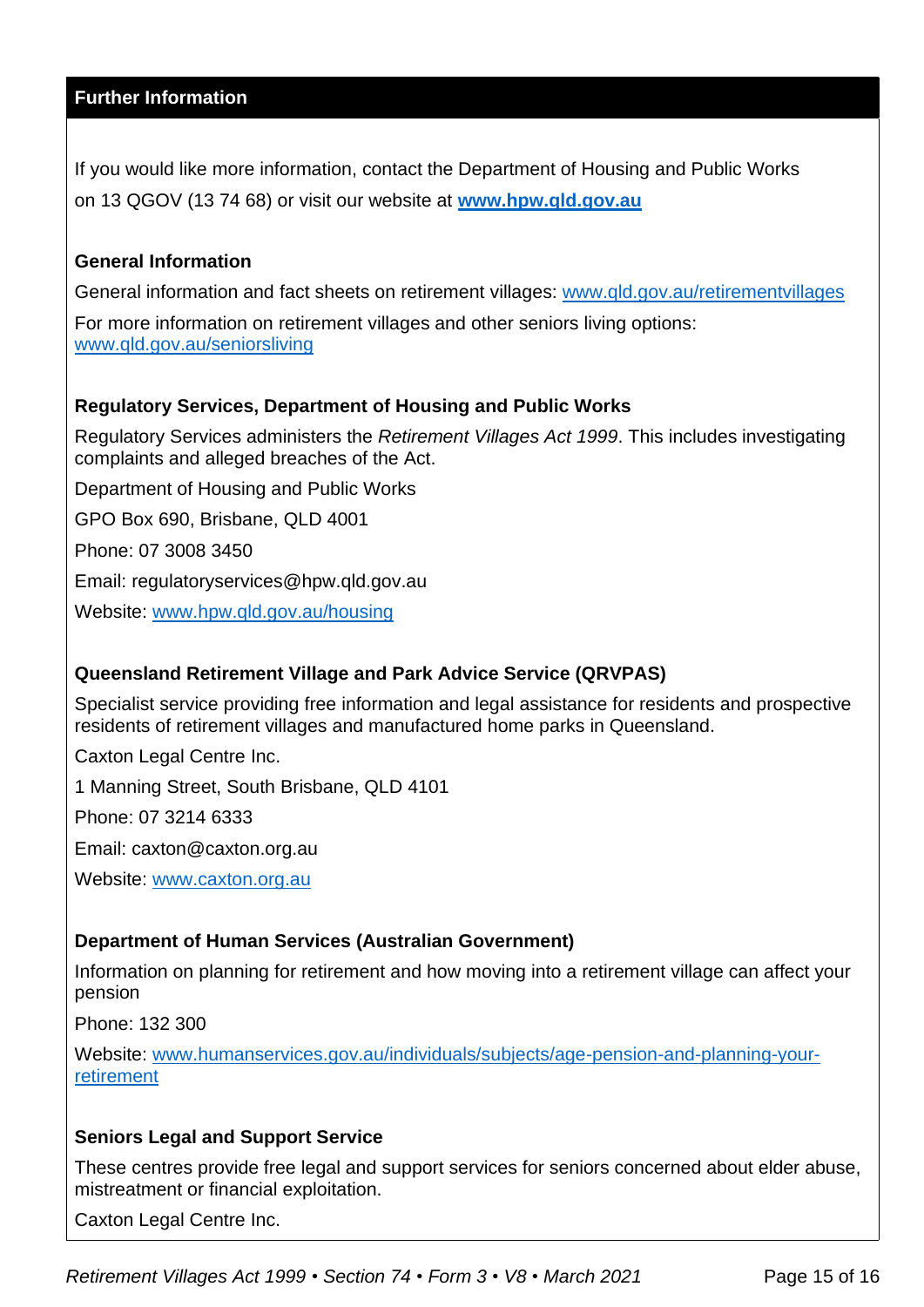## Further Information

If you would like more information, contact the Department of Housing and Public Works on 13 QGOV (13 74 68) or visit our website at **www.hpw.qld.gov.au**

### General Information

General information and fact sheets on retirement villages: www.qld.gov.au/retirementvillages

For more information on retirement villages and other seniors living options: www.qld.gov.au/seniorsliving

### Regulatory Services, Department of Housing and Public Works

Regulatory Services administers the *Retirement Villages Act 1999*. This includes investigating complaints and alleged breaches of the Act.

Department of Housing and Public Works

GPO Box 690, Brisbane, QLD 4001

Phone: 07 3008 3450

Email: regulatoryservices@hpw.qld.gov.au

Website: www.hpw.qld.gov.au/housing

### Queensland Retirement Village and Park Advice Service (QRVPAS)

Specialist service providing free information and legal assistance for residents and prospective residents of retirement villages and manufactured home parks in Queensland.

Caxton Legal Centre Inc.

1 Manning Street, South Brisbane, QLD 4101

Phone: 07 3214 6333

Email: caxton@caxton.org.au

Website: www.caxton.org.au

### Department of Human Services (Australian Government)

Information on planning for retirement and how moving into a retirement village can affect your pension

Phone: 132 300

Website: www.humanservices.gov.au/individuals/subjects/age-pension-and-planning-your-retirement

### Seniors Legal and Support Service

These centres provide free legal and support services for seniors concerned about elder abuse, mistreatment or financial exploitation.

Caxton Legal Centre Inc.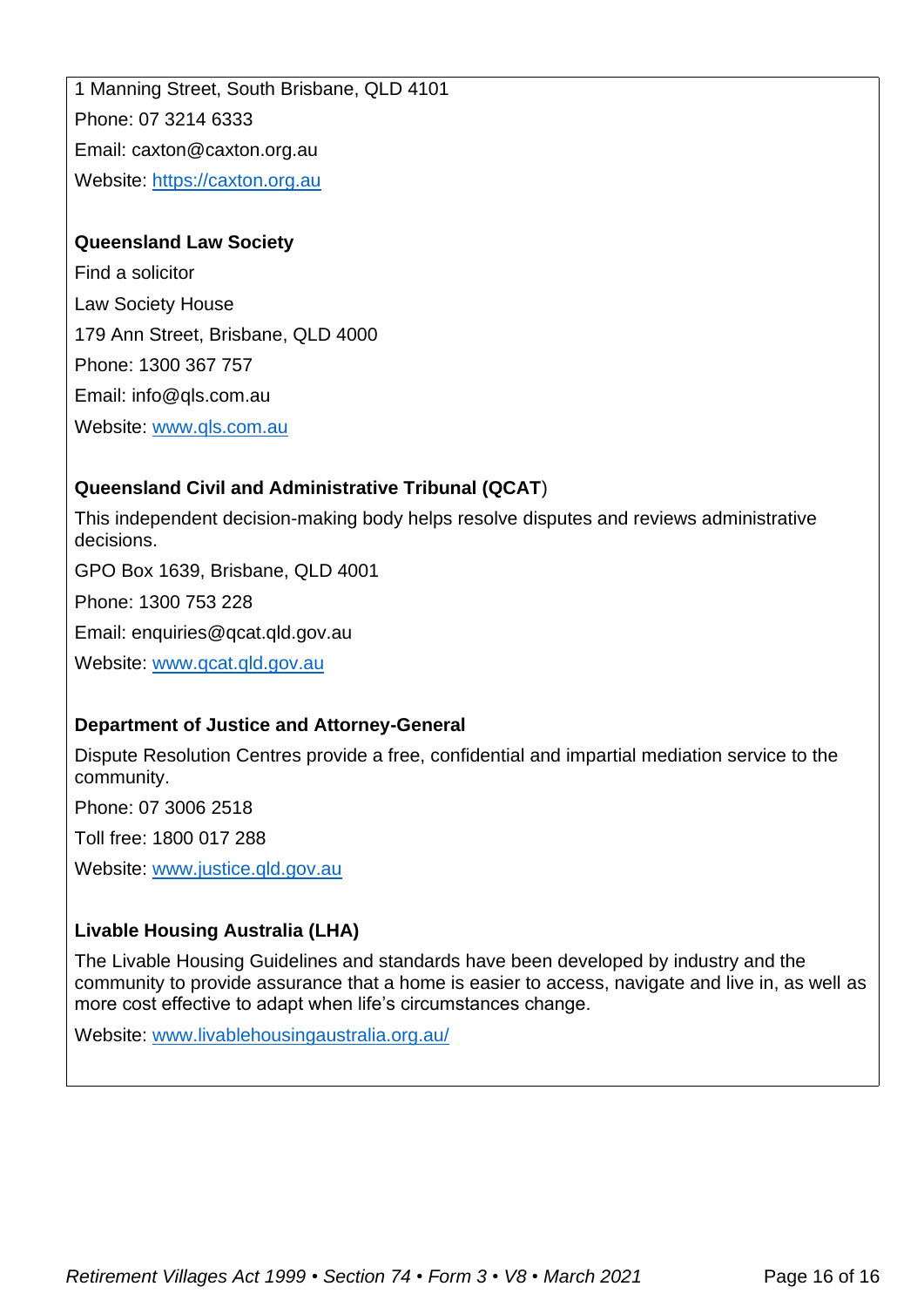1 Manning Street, South Brisbane, QLD 4101

Phone: 07 3214 6333

Email: caxton@caxton.org.au

Website: [https://caxton.org.au](https://caxton.org.au)

**Queensland Law Society**

Find a solicitor

Law Society House

179 Ann Street, Brisbane, QLD 4000

Phone: 1300 367 757

Email: info@qls.com.au

Website: [www.qls.com.au](www.qls.com.au)

**Queensland Civil and Administrative Tribunal (QCAT**)

This independent decision-making body helps resolve disputes and reviews administrative decisions.

GPO Box 1639, Brisbane, QLD 4001

Phone: 1300 753 228

Email: enquiries@qcat.qld.gov.au

Website: [www.qcat.qld.gov.au](www.qcat.qld.gov.au)

**Department of Justice and Attorney-General**

Dispute Resolution Centres provide a free, confidential and impartial mediation service to the community.

Phone: 07 3006 2518

Toll free: 1800 017 288

Website: [www.justice.qld.gov.au](www.justice.qld.gov.au)

**Livable Housing Australia (LHA)**

The Livable Housing Guidelines and standards have been developed by industry and the community to provide assurance that a home is easier to access, navigate and live in, as well as more cost effective to adapt when life's circumstances change.

Website: [www.livablehousingaustralia.org.au/](www.livablehousingaustralia.org.au/)